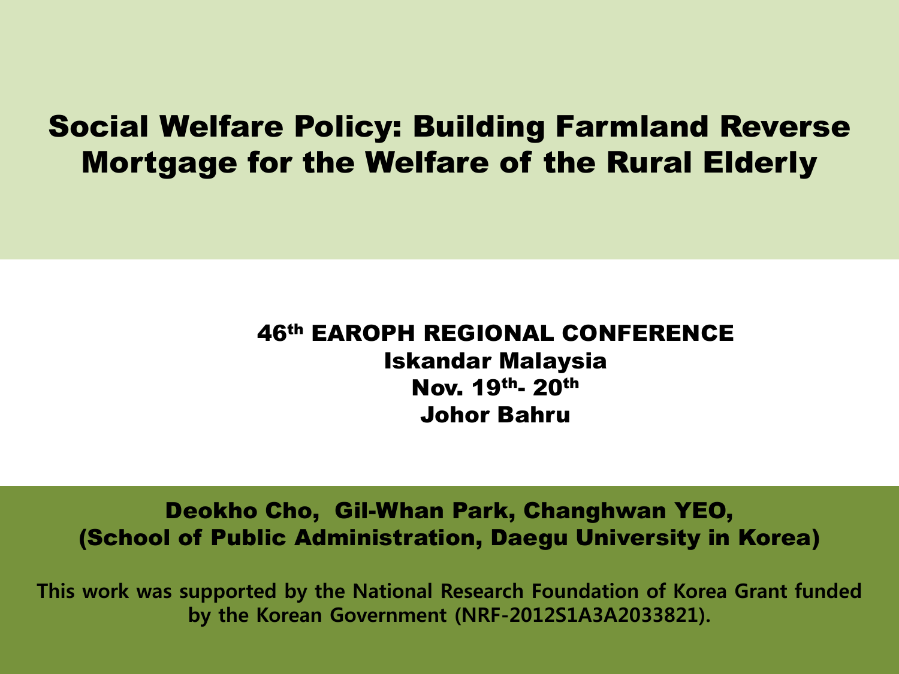# Social Welfare Policy: Building Farmland Reverse Mortgage for the Welfare of the Rural Elderly

46th EAROPH REGIONAL CONFERENCE
Iskandar Malaysia
Nov. 19th- 20th
Johor Bahru

Deokho Cho, Gil-Whan Park, Changhwan YEO,
(School of Public Administration, Daegu University in Korea)

**This work was supported by the National Research Foundation of Korea Grant funded by the Korean Government (NRF-2012S1A3A2033821).**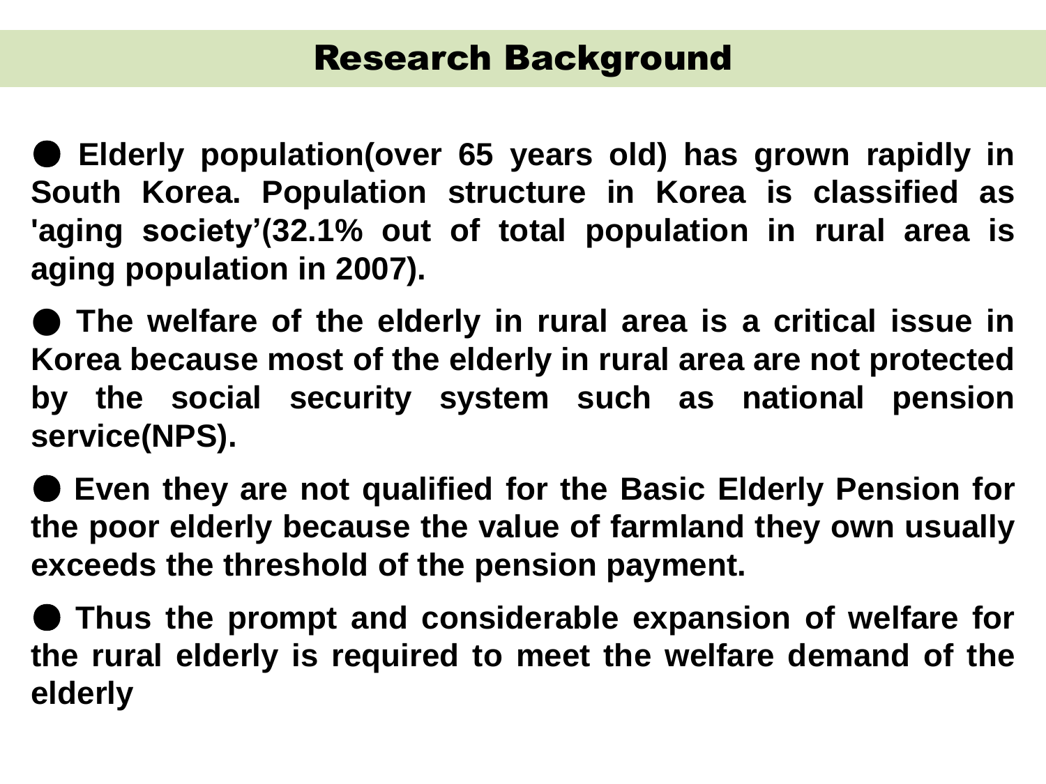# Research Background

- **Elderly population(over 65 years old) has grown rapidly in South Korea. Population structure in Korea is classified as 'aging society'(32.1% out of total population in rural area is aging population in 2007).**

- **The welfare of the elderly in rural area is a critical issue in Korea because most of the elderly in rural area are not protected by the social security system such as national pension service(NPS).**

- **Even they are not qualified for the Basic Elderly Pension for the poor elderly because the value of farmland they own usually exceeds the threshold of the pension payment.**

- **Thus the prompt and considerable expansion of welfare for the rural elderly is required to meet the welfare demand of the elderly**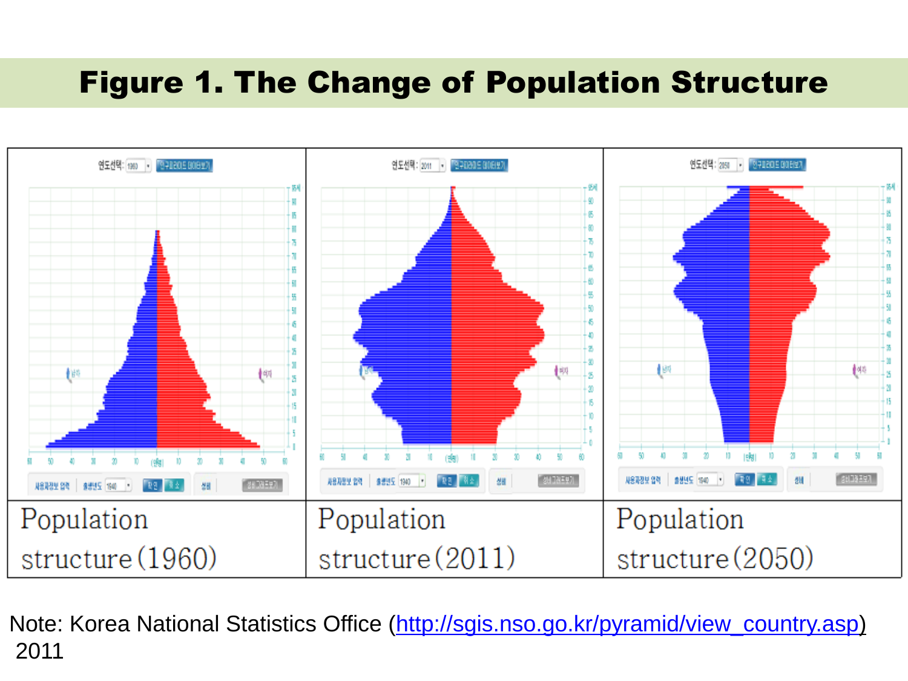# Figure 1. The Change of Population Structure

| Population structure(1960) | Population structure(2011) | Population structure(2050) |
|---|---|---|

Note: Korea National Statistics Office (http://sgis.nso.go.kr/pyramid/view_country.asp) 2011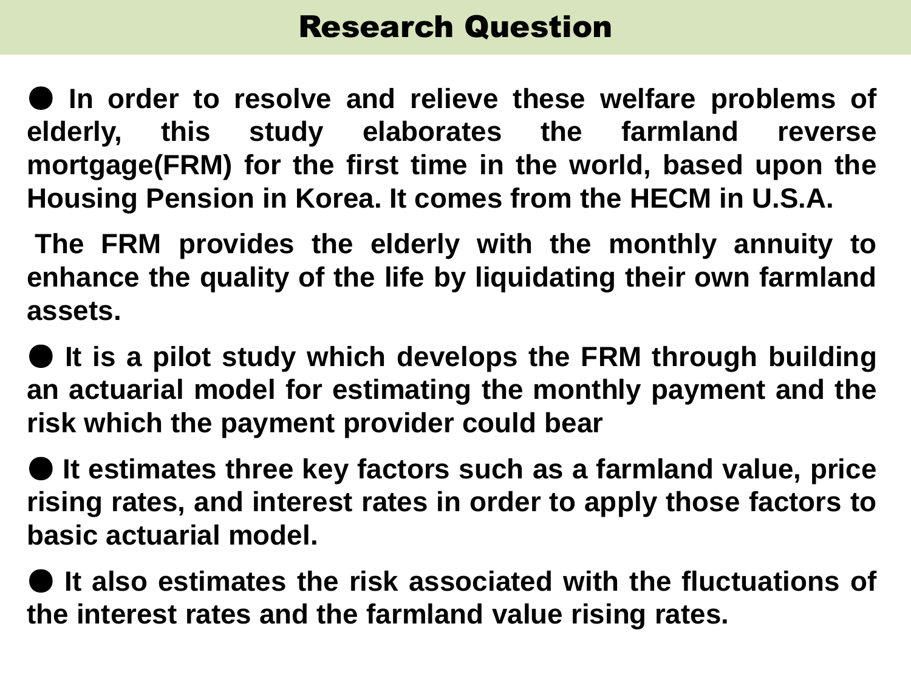# Research Question

- **In order to resolve and relieve these welfare problems of elderly, this study elaborates the farmland reverse mortgage(FRM) for the first time in the world, based upon the Housing Pension in Korea. It comes from the HECM in U.S.A.**

  **The FRM provides the elderly with the monthly annuity to enhance the quality of the life by liquidating their own farmland assets.**

- **It is a pilot study which develops the FRM through building an actuarial model for estimating the monthly payment and the risk which the payment provider could bear**

- **It estimates three key factors such as a farmland value, price rising rates, and interest rates in order to apply those factors to basic actuarial model.**

- **It also estimates the risk associated with the fluctuations of the interest rates and the farmland value rising rates.**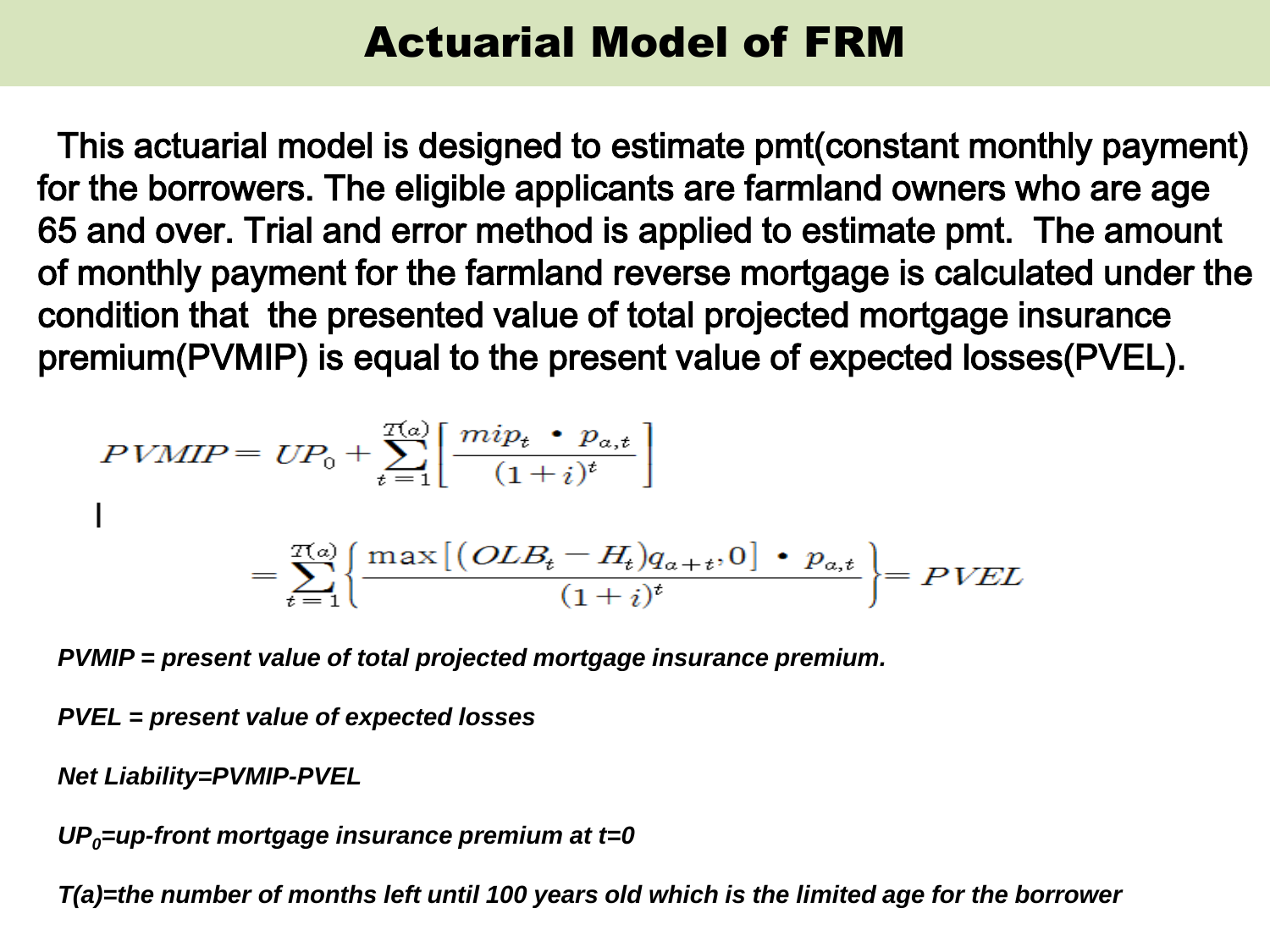# Actuarial Model of FRM

This actuarial model is designed to estimate pmt(constant monthly payment) for the borrowers. The eligible applicants are farmland owners who are age 65 and over. Trial and error method is applied to estimate pmt. The amount of monthly payment for the farmland reverse mortgage is calculated under the condition that the presented value of total projected mortgage insurance premium(PVMIP) is equal to the present value of expected losses(PVEL).

$$PVMIP = UP_0 + \sum_{t=1}^{T(a)} \left[ \frac{mip_t \cdot p_{a,t}}{(1+i)^t} \right]$$

$$= \sum_{t=1}^{T(a)} \left\{ \frac{\max\left[ (OLB_t - H_t) q_{a+t}, 0 \right] \cdot p_{a,t}}{(1+i)^t} \right\} = PVEL$$

***PVMIP = present value of total projected mortgage insurance premium.***

***PVEL = present value of expected losses***

***Net Liability=PVMIP-PVEL***

***$UP_0$=up-front mortgage insurance premium at t=0***

***T(a)=the number of months left until 100 years old which is the limited age for the borrower***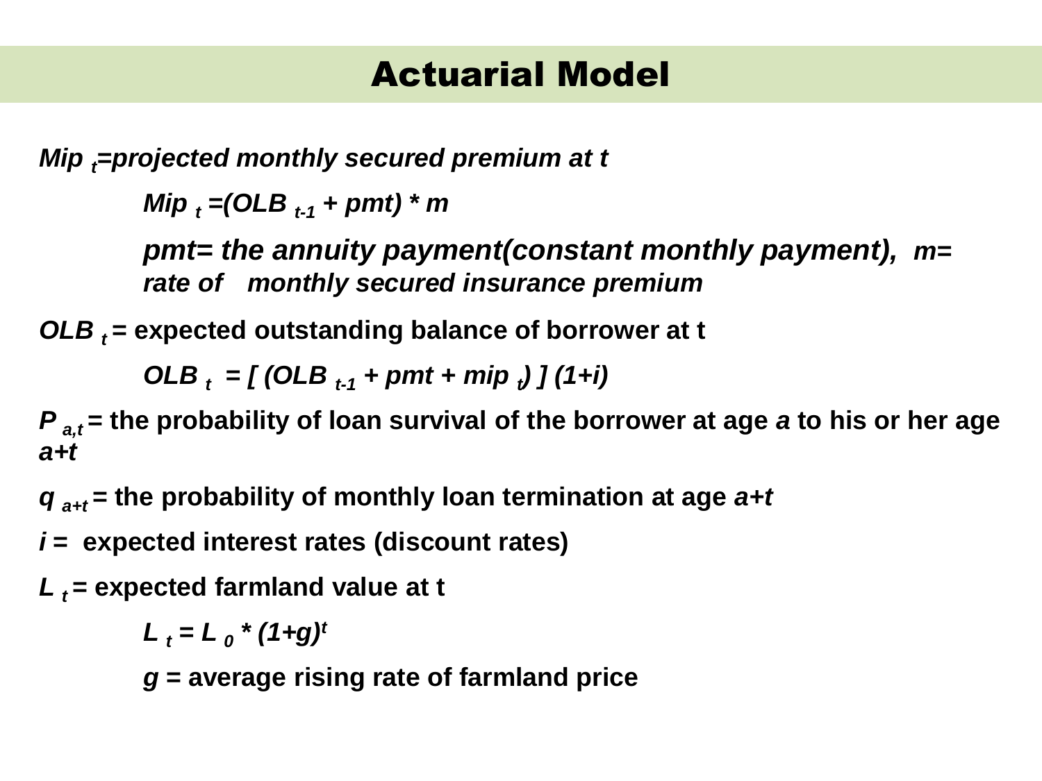# Actuarial Model

***$Mip_t$=projected monthly secured premium at t***

$$Mip_t = (OLB_{t-1} + pmt) * m$$

***pmt= the annuity payment(constant monthly payment), m= rate of monthly secured insurance premium***

***$OLB_t$* = expected outstanding balance of borrower at t**

$$OLB_t = [ (OLB_{t-1} + pmt + mip_t) ] (1+i)$$

***$P_{a,t}$* = the probability of loan survival of the borrower at age *a* to his or her age *a+t***

***$q_{a+t}$* = the probability of monthly loan termination at age *a+t***

***i* = expected interest rates (discount rates)**

***$L_t$* = expected farmland value at t**

$$L_t = L_0 * (1+g)^t$$

***g* = average rising rate of farmland price**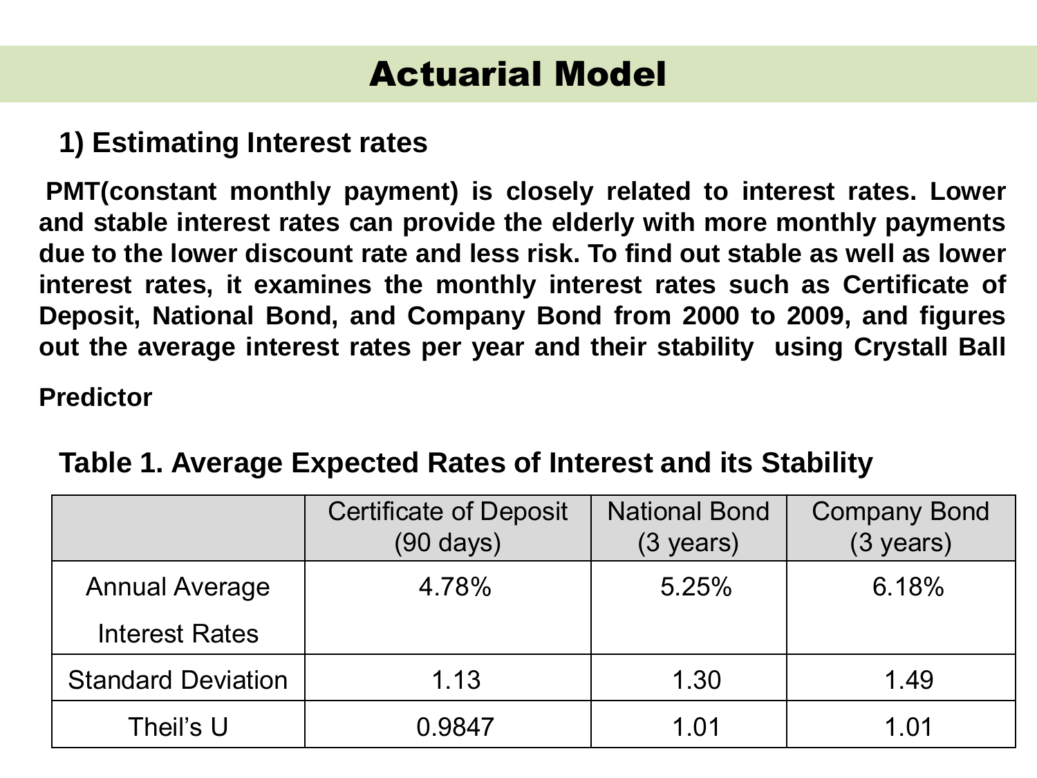# Actuarial Model

## 1) Estimating Interest rates

**PMT(constant monthly payment) is closely related to interest rates. Lower and stable interest rates can provide the elderly with more monthly payments due to the lower discount rate and less risk. To find out stable as well as lower interest rates, it examines the monthly interest rates such as Certificate of Deposit, National Bond, and Company Bond from 2000 to 2009, and figures out the average interest rates per year and their stability using Crystall Ball Predictor**

**Table 1. Average Expected Rates of Interest and its Stability**

| | Certificate of Deposit (90 days) | National Bond (3 years) | Company Bond (3 years) |
|---|---|---|---|
| Annual Average Interest Rates | 4.78% | 5.25% | 6.18% |
| Standard Deviation | 1.13 | 1.30 | 1.49 |
| Theil's U | 0.9847 | 1.01 | 1.01 |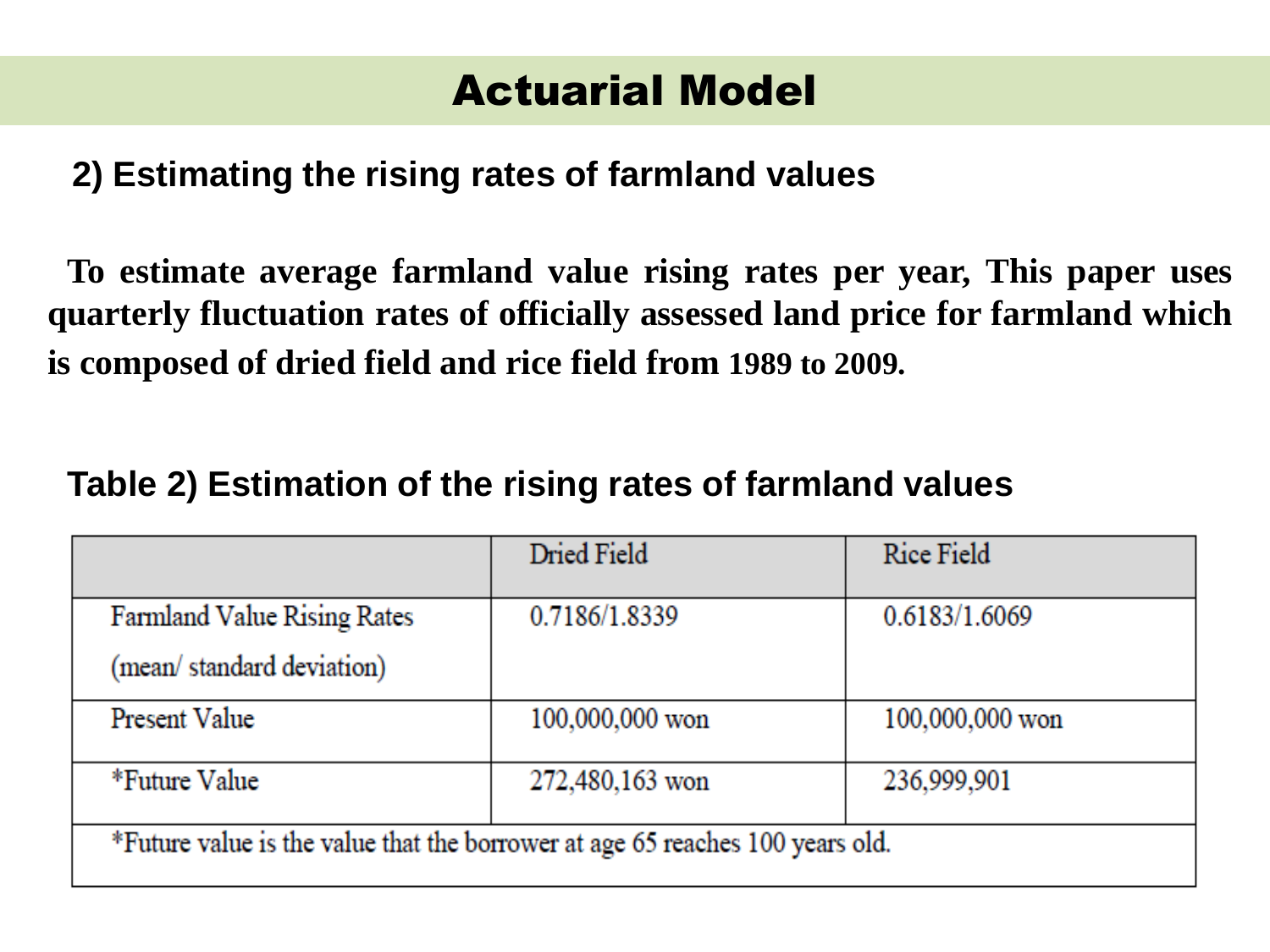# Actuarial Model

## 2) Estimating the rising rates of farmland values

**To estimate average farmland value rising rates per year, This paper uses quarterly fluctuation rates of officially assessed land price for farmland which is composed of dried field and rice field from 1989 to 2009.**

### Table 2) Estimation of the rising rates of farmland values

| | Dried Field | Rice Field |
|---|---|---|
| Farmland Value Rising Rates (mean/ standard deviation) | 0.7186/1.8339 | 0.6183/1.6069 |
| Present Value | 100,000,000 won | 100,000,000 won |
| *Future Value | 272,480,163 won | 236,999,901 |
| *Future value is the value that the borrower at age 65 reaches 100 years old. | | |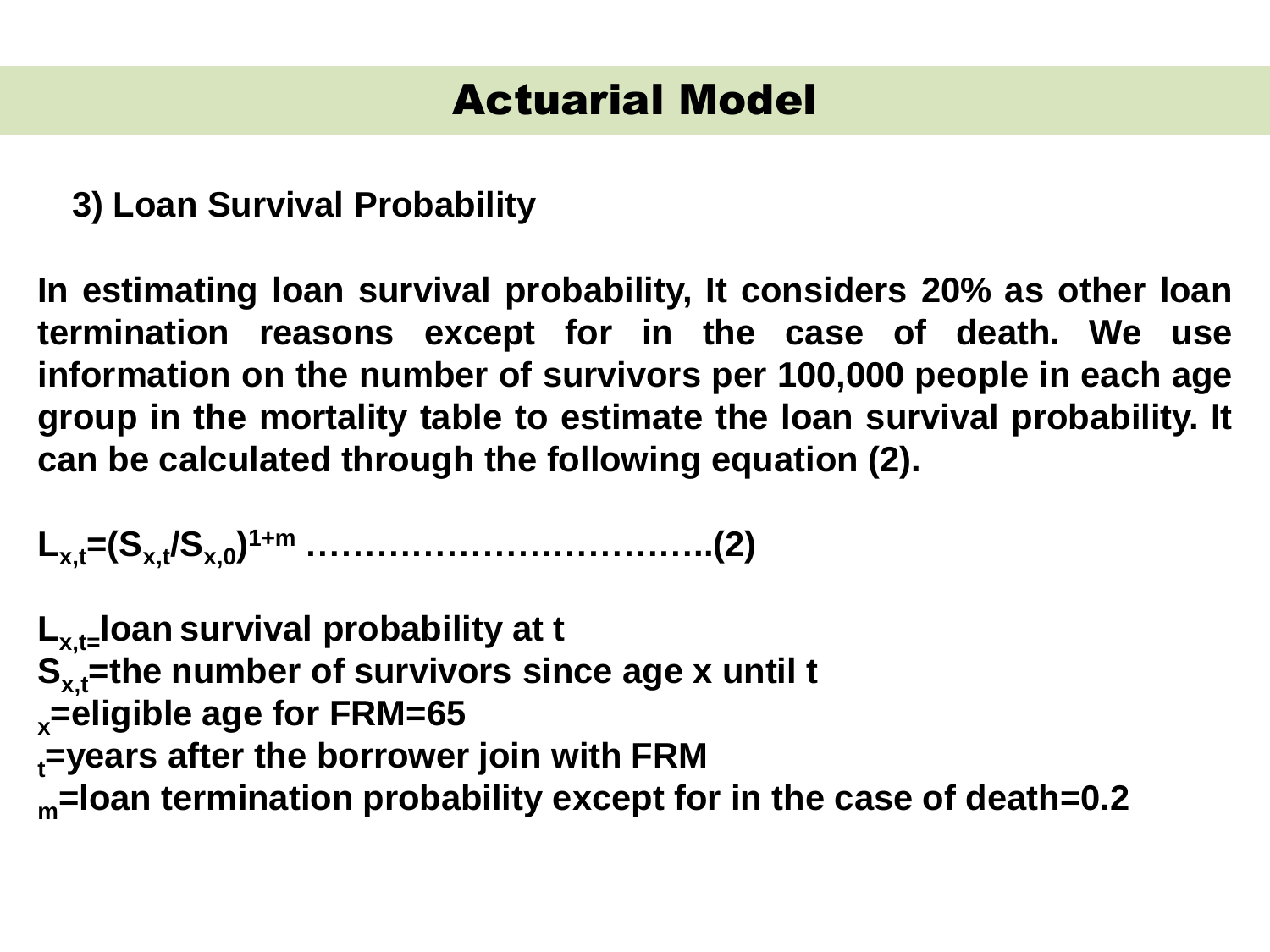# Actuarial Model

**3) Loan Survival Probability**

**In estimating loan survival probability, It considers 20% as other loan termination reasons except for in the case of death. We use information on the number of survivors per 100,000 people in each age group in the mortality table to estimate the loan survival probability. It can be calculated through the following equation (2).**

$$L_{x,t}=(S_{x,t}/S_{x,0})^{1+m} \quad \text{……………………………….(2)}$$

$L_{x,t}$**=loan survival probability at t**
$S_{x,t}$**=the number of survivors since age x until t**
$_x$**=eligible age for FRM=65**
$_t$**=years after the borrower join with FRM**
$_m$**=loan termination probability except for in the case of death=0.2**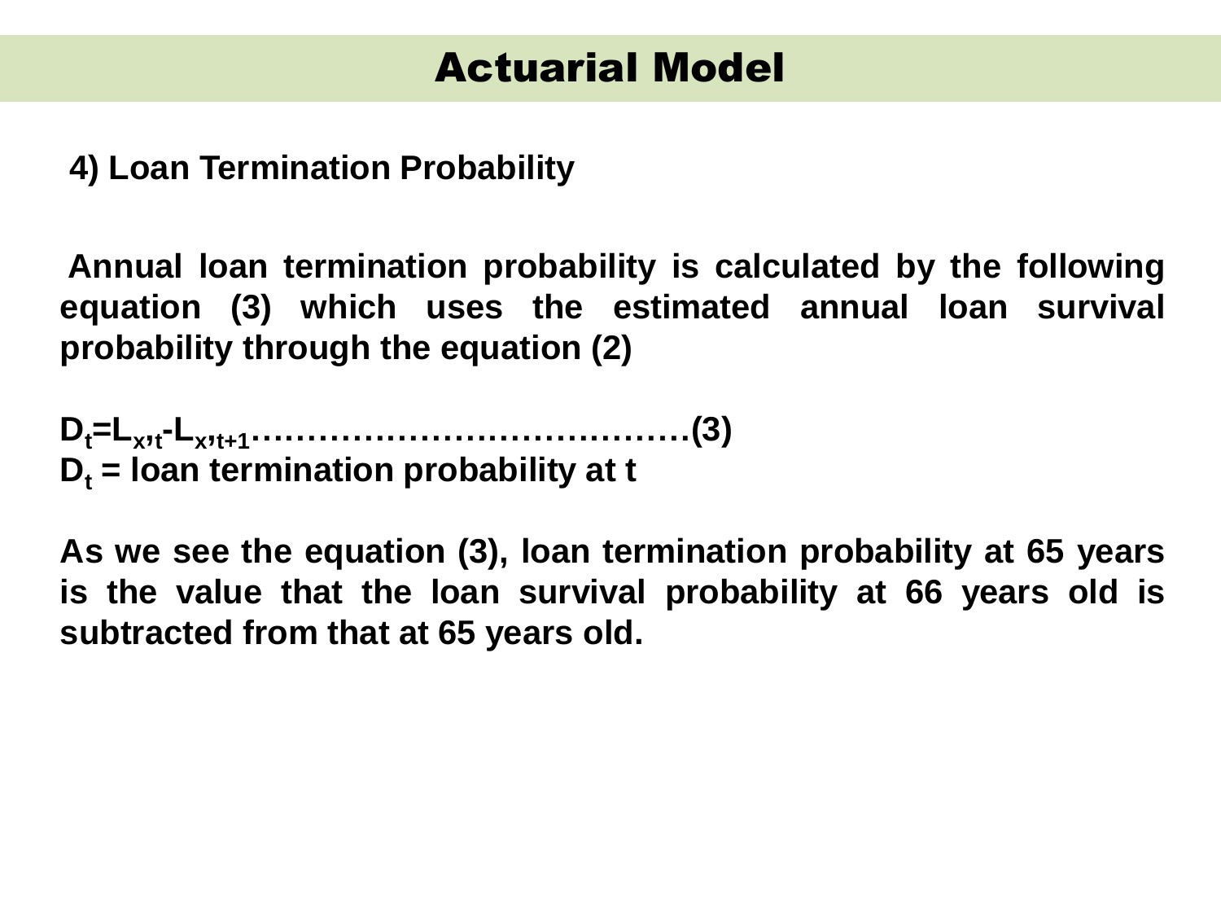# Actuarial Model

**4) Loan Termination Probability**

**Annual loan termination probability is calculated by the following equation (3) which uses the estimated annual loan survival probability through the equation (2)**

$$D_t = L_{x,t} - L_{x,t+1} \quad \text{..................................} (3)$$

**$D_t$ = loan termination probability at t**

**As we see the equation (3), loan termination probability at 65 years is the value that the loan survival probability at 66 years old is subtracted from that at 65 years old.**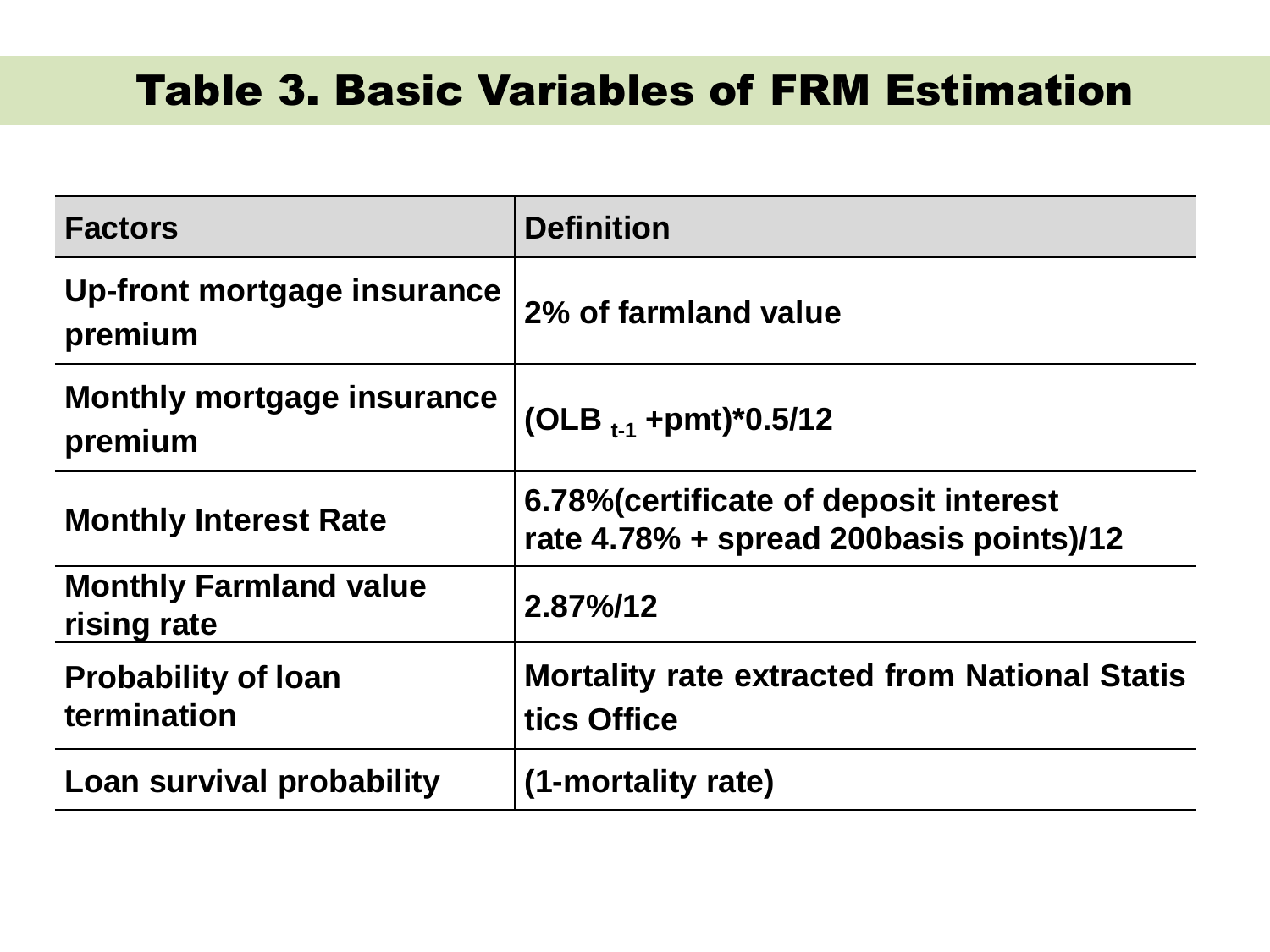# Table 3. Basic Variables of FRM Estimation

| Factors | Definition |
| --- | --- |
| Up-front mortgage insurance premium | 2% of farmland value |
| Monthly mortgage insurance premium | $(OLB_{t-1} + pmt)*0.5/12$ |
| Monthly Interest Rate | 6.78%(certificate of deposit interest rate 4.78% + spread 200basis points)/12 |
| Monthly Farmland value rising rate | 2.87%/12 |
| Probability of loan termination | Mortality rate extracted from National Statistics Office |
| Loan survival probability | (1-mortality rate) |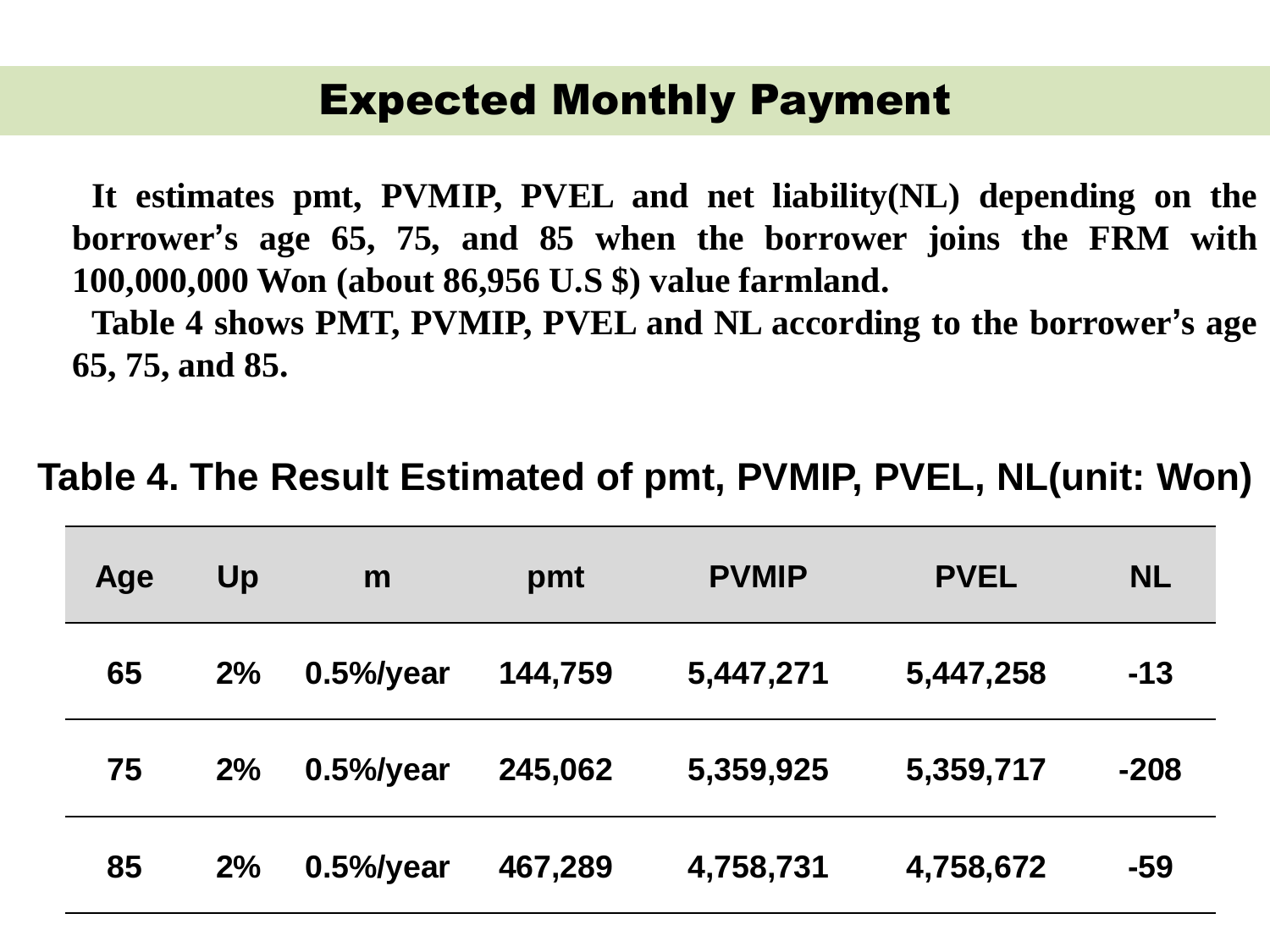# Expected Monthly Payment

**It estimates pmt, PVMIP, PVEL and net liability(NL) depending on the borrower's age 65, 75, and 85 when the borrower joins the FRM with 100,000,000 Won (about 86,956 U.S $) value farmland.**

**Table 4 shows PMT, PVMIP, PVEL and NL according to the borrower's age 65, 75, and 85.**

**Table 4. The Result Estimated of pmt, PVMIP, PVEL, NL(unit: Won)**

| Age | Up | m | pmt | PVMIP | PVEL | NL |
|---|---|---|---|---|---|---|
| 65 | 2% | 0.5%/year | 144,759 | 5,447,271 | 5,447,258 | -13 |
| 75 | 2% | 0.5%/year | 245,062 | 5,359,925 | 5,359,717 | -208 |
| 85 | 2% | 0.5%/year | 467,289 | 4,758,731 | 4,758,672 | -59 |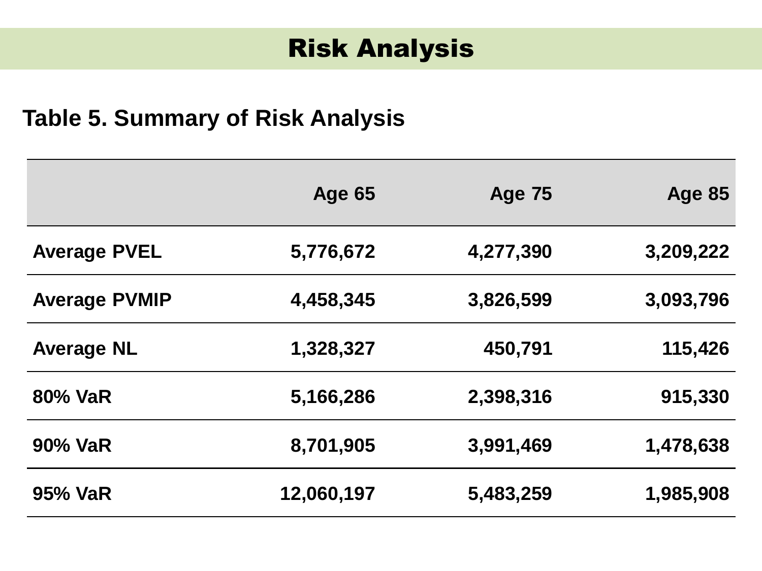# Risk Analysis

## Table 5. Summary of Risk Analysis

| | Age 65 | Age 75 | Age 85 |
|---|---:|---:|---:|
| **Average PVEL** | 5,776,672 | 4,277,390 | 3,209,222 |
| **Average PVMIP** | 4,458,345 | 3,826,599 | 3,093,796 |
| **Average NL** | 1,328,327 | 450,791 | 115,426 |
| **80% VaR** | 5,166,286 | 2,398,316 | 915,330 |
| **90% VaR** | 8,701,905 | 3,991,469 | 1,478,638 |
| **95% VaR** | 12,060,197 | 5,483,259 | 1,985,908 |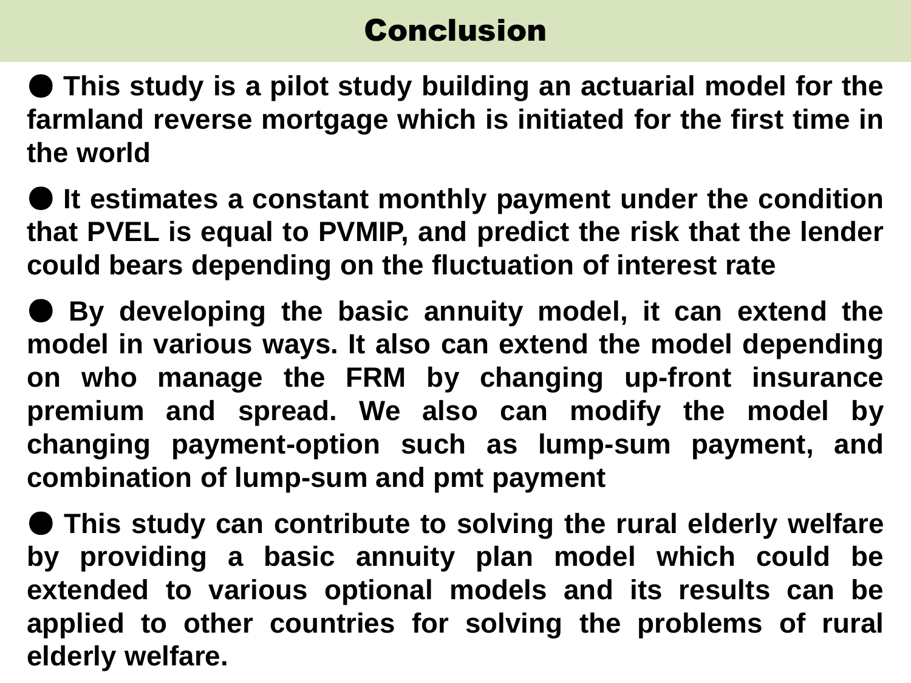# Conclusion

- **This study is a pilot study building an actuarial model for the farmland reverse mortgage which is initiated for the first time in the world**

- **It estimates a constant monthly payment under the condition that PVEL is equal to PVMIP, and predict the risk that the lender could bears depending on the fluctuation of interest rate**

- **By developing the basic annuity model, it can extend the model in various ways. It also can extend the model depending on who manage the FRM by changing up-front insurance premium and spread. We also can modify the model by changing payment-option such as lump-sum payment, and combination of lump-sum and pmt payment**

- **This study can contribute to solving the rural elderly welfare by providing a basic annuity plan model which could be extended to various optional models and its results can be applied to other countries for solving the problems of rural elderly welfare.**